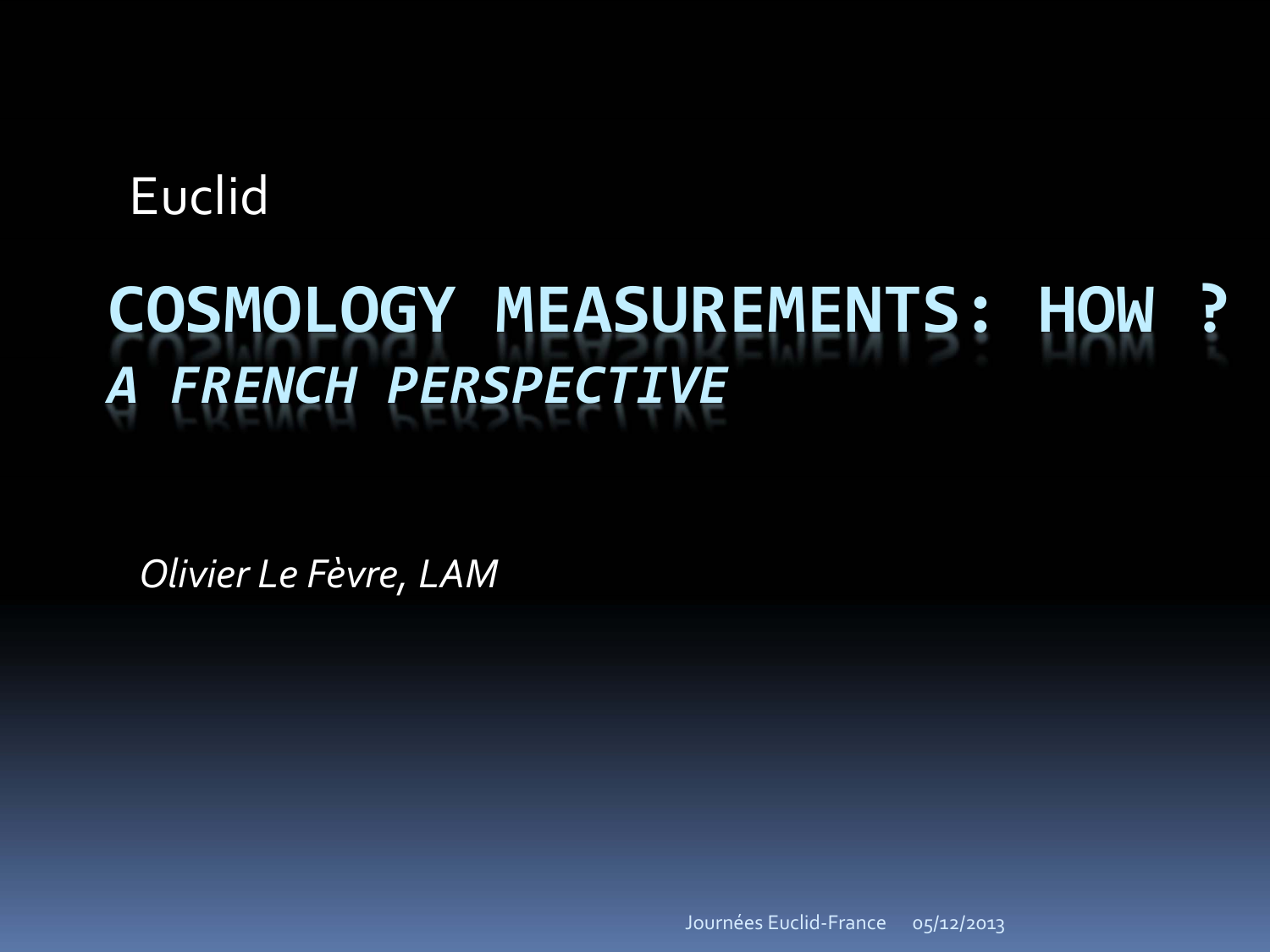Euclid

# COSMOLOGY MEASUREMENTS: HOW ?
## *A FRENCH PERSPECTIVE*

*Olivier Le Fèvre, LAM*

Journées Euclid-France 05/12/2013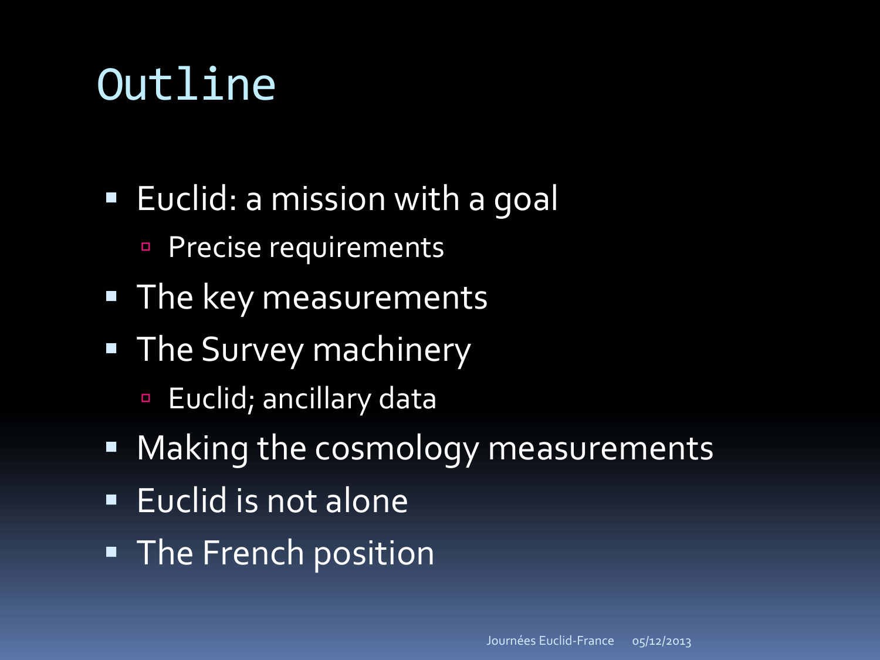# Outline

- Euclid: a mission with a goal
  - Precise requirements
- The key measurements
- The Survey machinery
  - Euclid; ancillary data
- Making the cosmology measurements
- Euclid is not alone
- The French position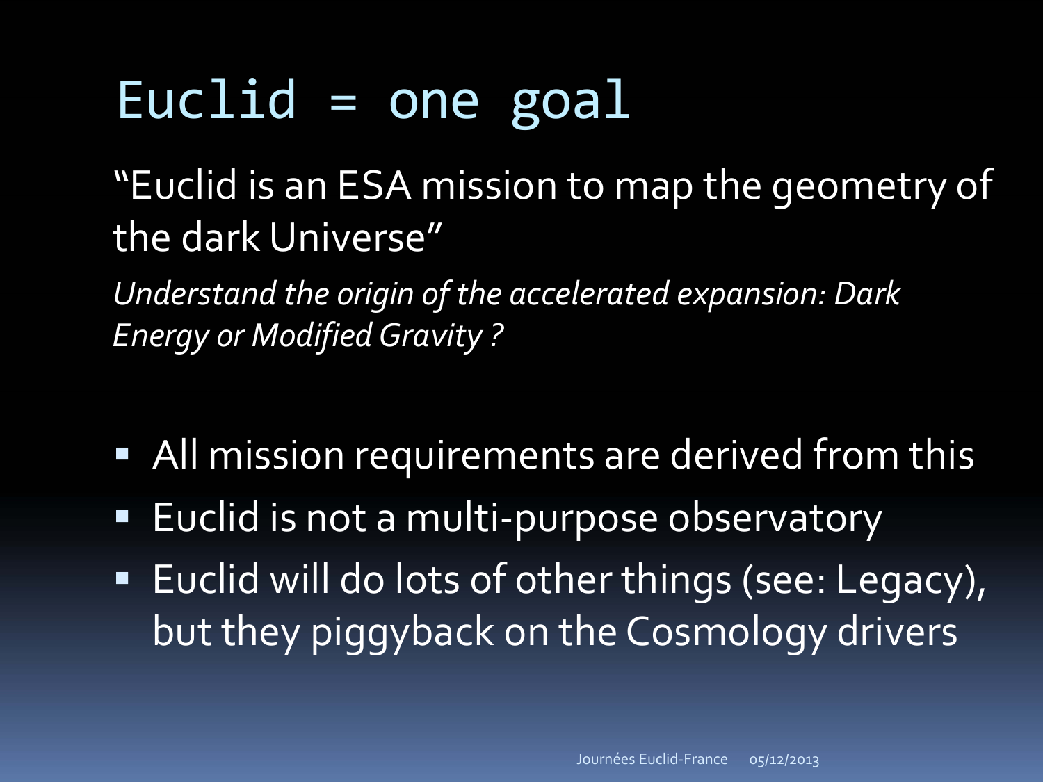# Euclid = one goal

"Euclid is an ESA mission to map the geometry of the dark Universe"

*Understand the origin of the accelerated expansion: Dark Energy or Modified Gravity ?*

- All mission requirements are derived from this
- Euclid is not a multi-purpose observatory
- Euclid will do lots of other things (see: Legacy), but they piggyback on the Cosmology drivers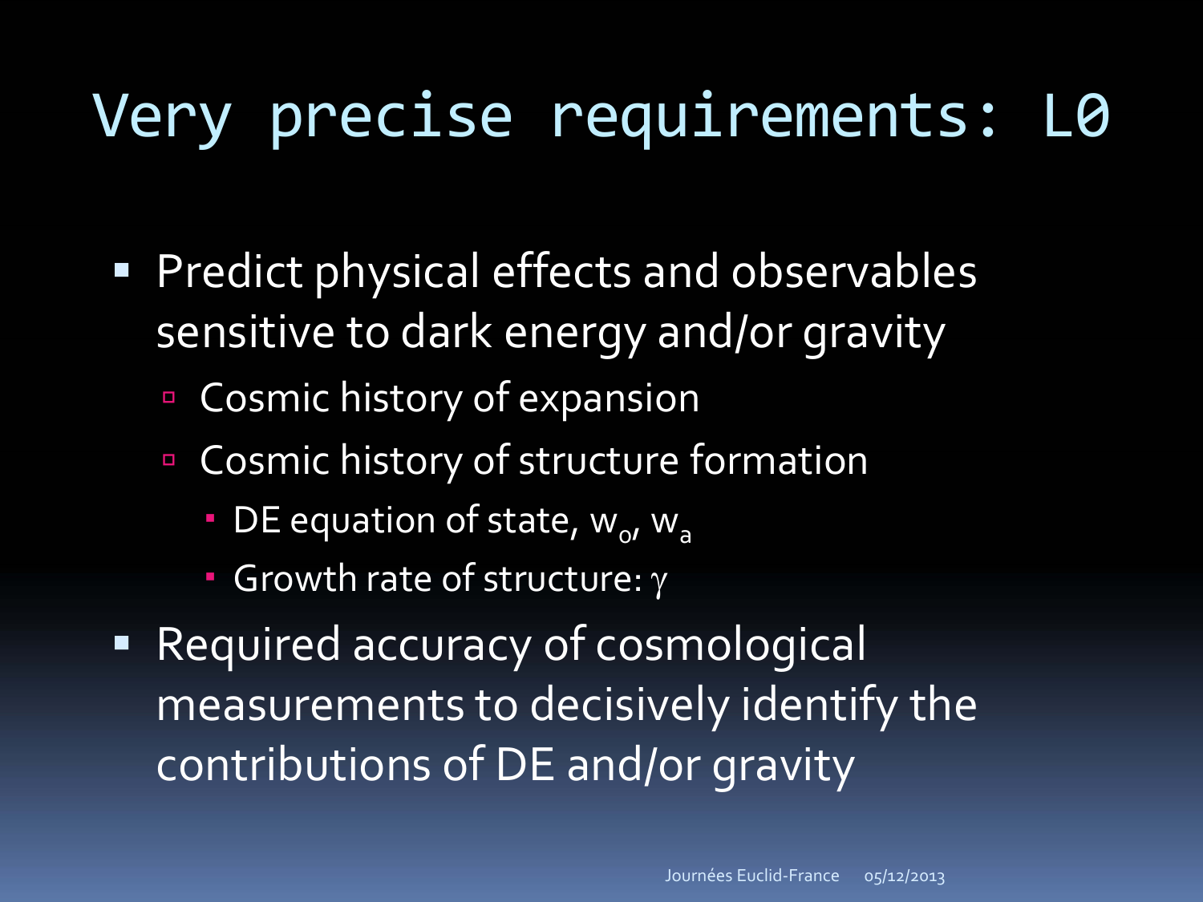# Very precise requirements: L0

- Predict physical effects and observables sensitive to dark energy and/or gravity
  - Cosmic history of expansion
  - Cosmic history of structure formation
    - DE equation of state, $w_o$, $w_a$
    - Growth rate of structure: $\gamma$
- Required accuracy of cosmological measurements to decisively identify the contributions of DE and/or gravity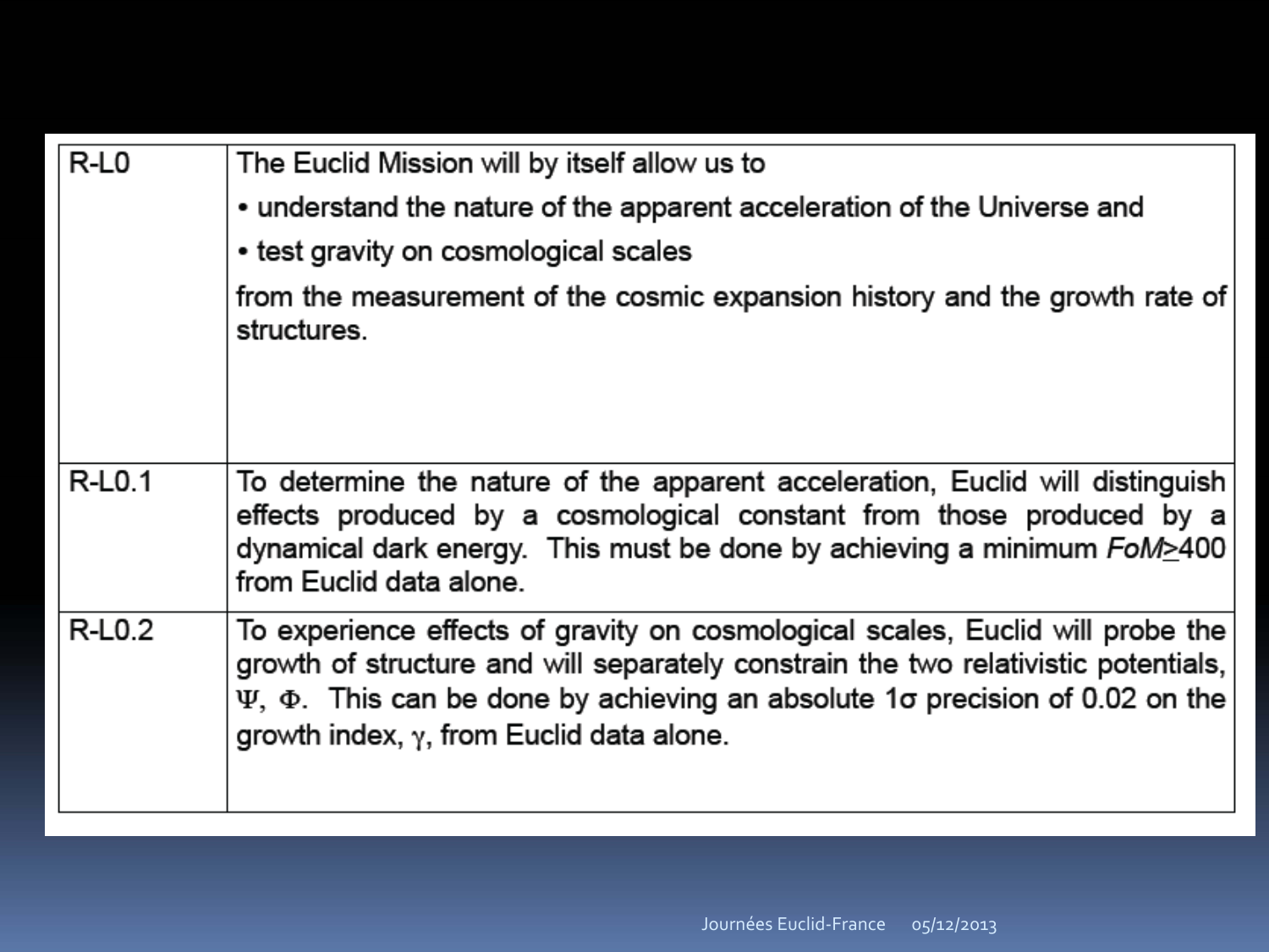| | |
|---|---|
| R-L0 | The Euclid Mission will by itself allow us to<br>• understand the nature of the apparent acceleration of the Universe and<br>• test gravity on cosmological scales<br>from the measurement of the cosmic expansion history and the growth rate of structures. |
| R-L0.1 | To determine the nature of the apparent acceleration, Euclid will distinguish effects produced by a cosmological constant from those produced by a dynamical dark energy. This must be done by achieving a minimum *FoM*≥400 from Euclid data alone. |
| R-L0.2 | To experience effects of gravity on cosmological scales, Euclid will probe the growth of structure and will separately constrain the two relativistic potentials, $\Psi$, $\Phi$. This can be done by achieving an absolute 1$\sigma$ precision of 0.02 on the growth index, $\gamma$, from Euclid data alone. |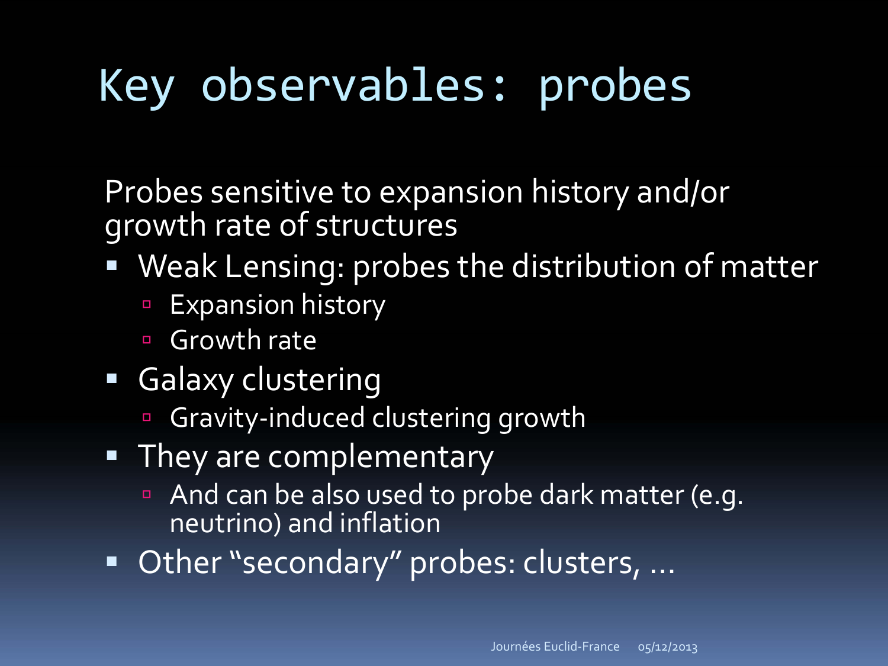# Key observables: probes

Probes sensitive to expansion history and/or growth rate of structures

- Weak Lensing: probes the distribution of matter
  - Expansion history
  - Growth rate
- Galaxy clustering
  - Gravity-induced clustering growth
- They are complementary
  - And can be also used to probe dark matter (e.g. neutrino) and inflation
- Other "secondary" probes: clusters, ...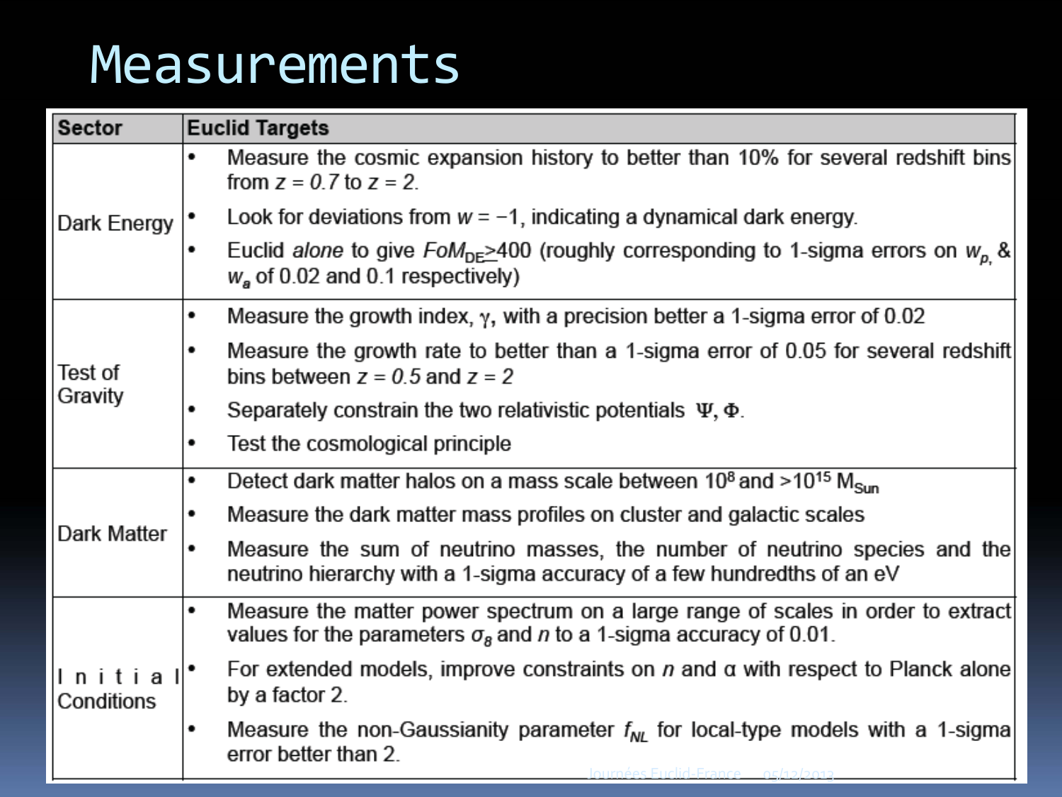# Measurements

| Sector | Euclid Targets |
| --- | --- |
| Dark Energy | • Measure the cosmic expansion history to better than 10% for several redshift bins from $z = 0.7$ to $z = 2$.<br>• Look for deviations from $w = -1$, indicating a dynamical dark energy.<br>• Euclid *alone* to give $FoM_{DE} \geq 400$ (roughly corresponding to 1-sigma errors on $w_p$, & $w_a$ of 0.02 and 0.1 respectively) |
| Test of Gravity | • Measure the growth index, $\gamma$, with a precision better a 1-sigma error of 0.02<br>• Measure the growth rate to better than a 1-sigma error of 0.05 for several redshift bins between $z = 0.5$ and $z = 2$<br>• Separately constrain the two relativistic potentials $\Psi, \Phi$.<br>• Test the cosmological principle |
| Dark Matter | • Detect dark matter halos on a mass scale between $10^8$ and $>10^{15}$ $M_{Sun}$<br>• Measure the dark matter mass profiles on cluster and galactic scales<br>• Measure the sum of neutrino masses, the number of neutrino species and the neutrino hierarchy with a 1-sigma accuracy of a few hundredths of an eV |
| Initial Conditions | • Measure the matter power spectrum on a large range of scales in order to extract values for the parameters $\sigma_8$ and $n$ to a 1-sigma accuracy of 0.01.<br>• For extended models, improve constraints on $n$ and $\alpha$ with respect to Planck alone by a factor 2.<br>• Measure the non-Gaussianity parameter $f_{NL}$ for local-type models with a 1-sigma error better than 2. |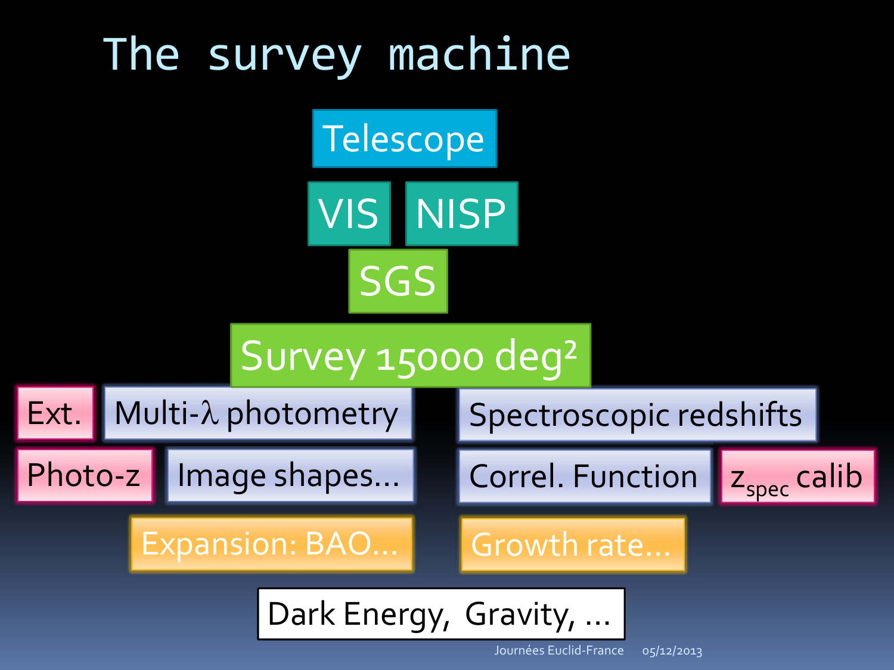# The survey machine

Telescope

VIS NISP

SGS

Survey 15000 deg²

Ext. | Multi-λ photometry

Photo-z | Image shapes…

Expansion: BAO…

Spectroscopic redshifts

Correl. Function | $z_{spec}$ calib

Growth rate…

Dark Energy, Gravity, …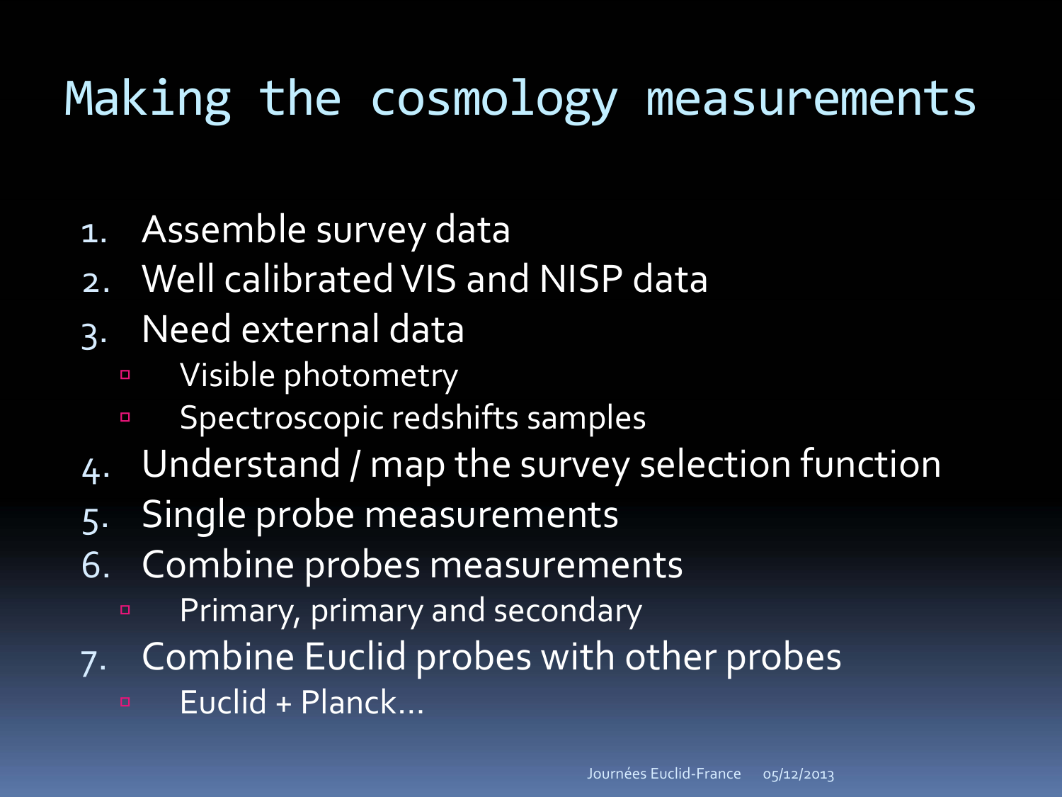# Making the cosmology measurements

1. Assemble survey data
2. Well calibrated VIS and NISP data
3. Need external data
   - Visible photometry
   - Spectroscopic redshifts samples
4. Understand / map the survey selection function
5. Single probe measurements
6. Combine probes measurements
   - Primary, primary and secondary
7. Combine Euclid probes with other probes
   - Euclid + Planck…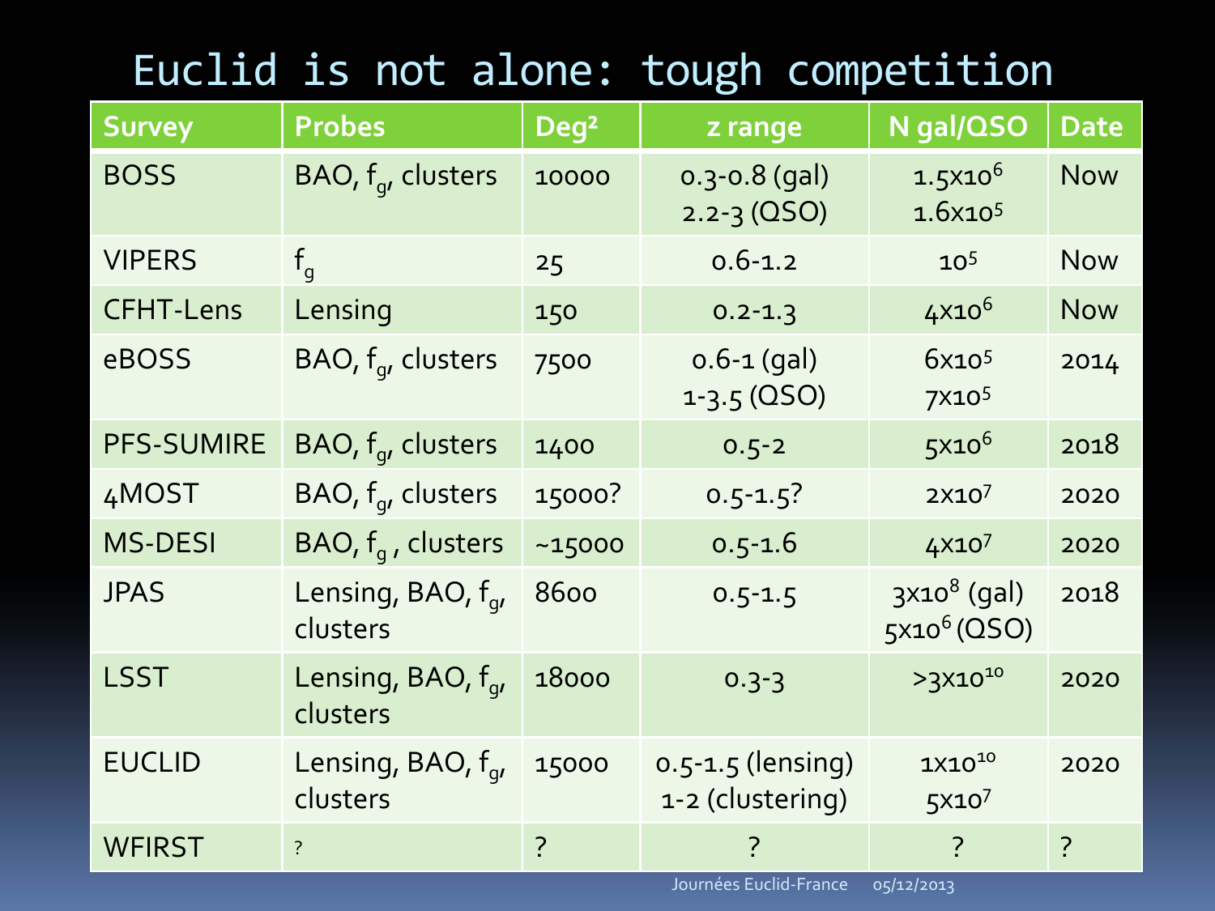# Euclid is not alone: tough competition

| Survey | Probes | Deg² | z range | N gal/QSO | Date |
|---|---|---|---|---|---|
| BOSS | BAO, $f_g$, clusters | 10000 | 0.3-0.8 (gal)<br>2.2-3 (QSO) | $1.5 \times 10^6$<br>$1.6 \times 10^5$ | Now |
| VIPERS | $f_g$ | 25 | 0.6-1.2 | $10^5$ | Now |
| CFHT-Lens | Lensing | 150 | 0.2-1.3 | $4 \times 10^6$ | Now |
| eBOSS | BAO, $f_g$, clusters | 7500 | 0.6-1 (gal)<br>1-3.5 (QSO) | $6 \times 10^5$<br>$7 \times 10^5$ | 2014 |
| PFS-SUMIRE | BAO, $f_g$, clusters | 1400 | 0.5-2 | $5 \times 10^6$ | 2018 |
| 4MOST | BAO, $f_g$, clusters | 15000? | 0.5-1.5? | $2 \times 10^7$ | 2020 |
| MS-DESI | BAO, $f_g$ , clusters | ~15000 | 0.5-1.6 | $4 \times 10^7$ | 2020 |
| JPAS | Lensing, BAO, $f_g$, clusters | 8600 | 0.5-1.5 | $3 \times 10^8$ (gal)<br>$5 \times 10^6$ (QSO) | 2018 |
| LSST | Lensing, BAO, $f_g$, clusters | 18000 | 0.3-3 | $>3 \times 10^{10}$ | 2020 |
| EUCLID | Lensing, BAO, $f_g$, clusters | 15000 | 0.5-1.5 (lensing)<br>1-2 (clustering) | $1 \times 10^{10}$<br>$5 \times 10^7$ | 2020 |
| WFIRST | ? | ? | ? | ? | ? |

Journées Euclid-France 05/12/2013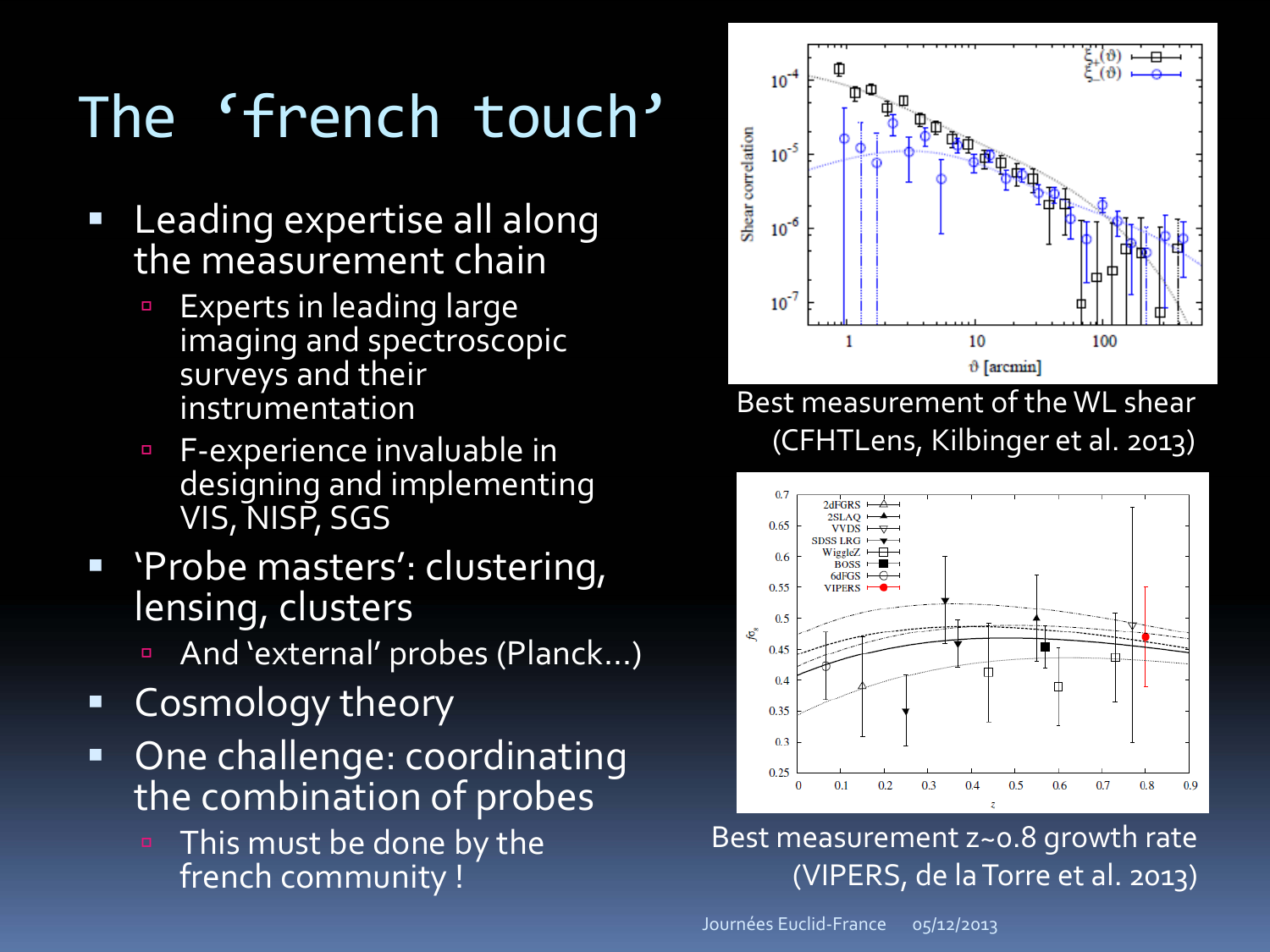# The 'french touch'

- Leading expertise all along the measurement chain
  - Experts in leading large imaging and spectroscopic surveys and their instrumentation
  - F-experience invaluable in designing and implementing VIS, NISP, SGS
- 'Probe masters': clustering, lensing, clusters
  - And 'external' probes (Planck…)
- Cosmology theory
- One challenge: coordinating the combination of probes
  - This must be done by the french community !

Best measurement of the WL shear (CFHTLens, Kilbinger et al. 2013)

Best measurement z~0.8 growth rate (VIPERS, de la Torre et al. 2013)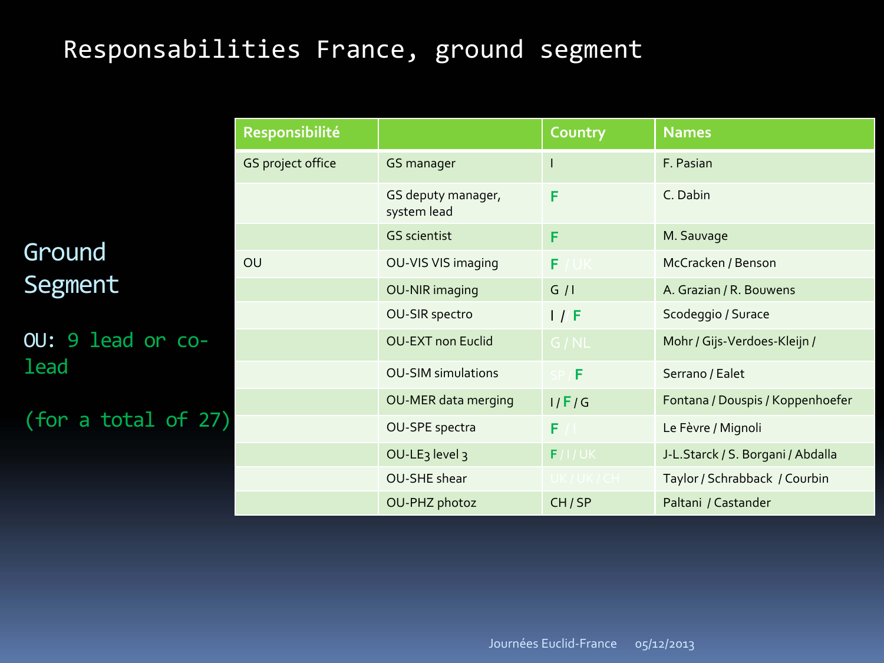# Responsabilities France, ground segment

Ground Segment

OU: 9 lead or co-lead

(for a total of 27)

| Responsibilité | | Country | Names |
|---|---|---|---|
| GS project office | GS manager | I | F. Pasian |
| | GS deputy manager, system lead | **F** | C. Dabin |
| | GS scientist | **F** | M. Sauvage |
| OU | OU-VIS VIS imaging | **F** / UK | McCracken / Benson |
| | OU-NIR imaging | G / I | A. Grazian / R. Bouwens |
| | OU-SIR spectro | I / **F** | Scodeggio / Surace |
| | OU-EXT non Euclid | G / NL | Mohr / Gijs-Verdoes-Kleijn / |
| | OU-SIM simulations | SP / **F** | Serrano / Ealet |
| | OU-MER data merging | I / **F** / G | Fontana / Douspis / Koppenhoefer |
| | OU-SPE spectra | **F** / I | Le Fèvre / Mignoli |
| | OU-LE3 level 3 | **F** / I / UK | J-L.Starck / S. Borgani / Abdalla |
| | OU-SHE shear | UK / UK / CH | Taylor / Schrabback / Courbin |
| | OU-PHZ photoz | CH / SP | Paltani / Castander |

Journées Euclid-France 05/12/2013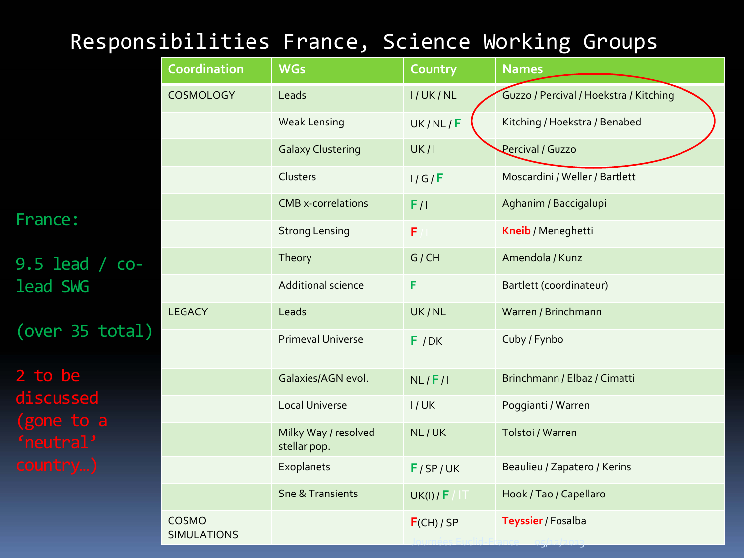# Responsibilities France, Science Working Groups

France:

9.5 lead / co-lead SWG

(over 35 total)

2 to be discussed (gone to a 'neutral' country...)

| Coordination | WGs | Country | Names |
|---|---|---|---|
| COSMOLOGY | Leads | I / UK / NL | Guzzo / Percival / Hoekstra / Kitching |
| | Weak Lensing | UK / NL / F | Kitching / Hoekstra / Benabed |
| | Galaxy Clustering | UK / I | Percival / Guzzo |
| | Clusters | I / G / F | Moscardini / Weller / Bartlett |
| | CMB x-correlations | F / I | Aghanim / Baccigalupi |
| | Strong Lensing | F / I | Kneib / Meneghetti |
| | Theory | G / CH | Amendola / Kunz |
| | Additional science | F | Bartlett (coordinateur) |
| LEGACY | Leads | UK / NL | Warren / Brinchmann |
| | Primeval Universe | F / DK | Cuby / Fynbo |
| | Galaxies/AGN evol. | NL / F / I | Brinchmann / Elbaz / Cimatti |
| | Local Universe | I / UK | Poggianti / Warren |
| | Milky Way / resolved stellar pop. | NL / UK | Tolstoi / Warren |
| | Exoplanets | F / SP / UK | Beaulieu / Zapatero / Kerins |
| | Sne & Transients | UK(I) / F / IT | Hook / Tao / Capellaro |
| COSMO SIMULATIONS | | F(CH) / SP | Teyssier / Fosalba |